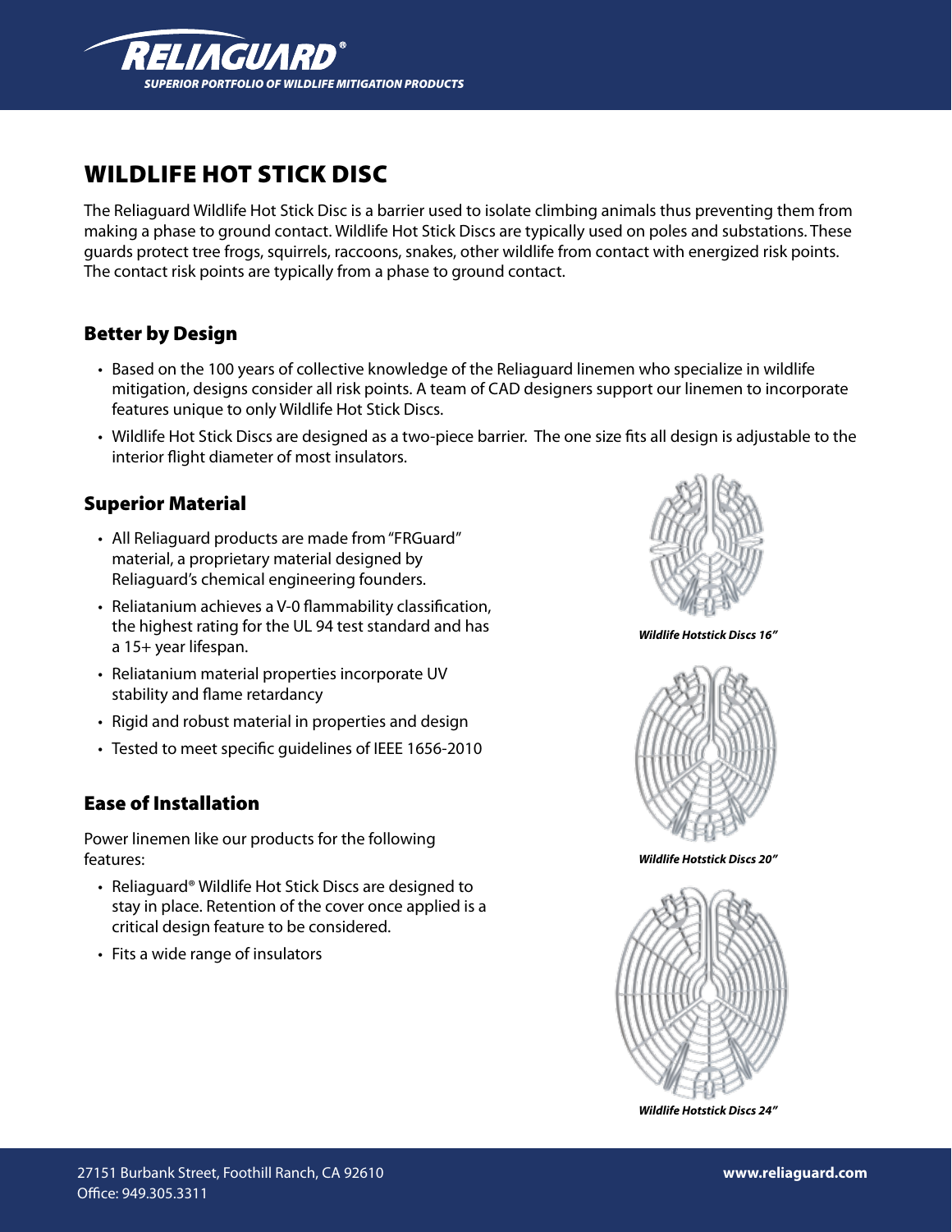# WILDLIFE HOT STICK DISC

The Reliaguard Wildlife Hot Stick Disc is a barrier used to isolate climbing animals thus preventing them from making a phase to ground contact. Wildlife Hot Stick Discs are typically used on poles and substations. These guards protect tree frogs, squirrels, raccoons, snakes, other wildlife from contact with energized risk points. The contact risk points are typically from a phase to ground contact.

## Better by Design

- Based on the 100 years of collective knowledge of the Reliaguard linemen who specialize in wildlife mitigation, designs consider all risk points. A team of CAD designers support our linemen to incorporate features unique to only Wildlife Hot Stick Discs.
- Wildlife Hot Stick Discs are designed as a two-piece barrier. The one size fits all design is adjustable to the interior flight diameter of most insulators.

## Superior Material

- All Reliaguard products are made from "FRGuard" material, a proprietary material designed by Reliaguard's chemical engineering founders.
- Reliatanium achieves a V-0 flammability classification, the highest rating for the UL 94 test standard and has a 15+ year lifespan.
- Reliatanium material properties incorporate UV stability and flame retardancy
- Rigid and robust material in properties and design
- Tested to meet specific guidelines of IEEE 1656-2010

## Ease of Installation

Power linemen like our products for the following features:

- Reliaguard® Wildlife Hot Stick Discs are designed to stay in place. Retention of the cover once applied is a critical design feature to be considered.
- Fits a wide range of insulators

*Wildlife Hotstick Discs 16"*

*Wildlife Hotstick Discs 20"*

*Wildlife Hotstick Discs 24"*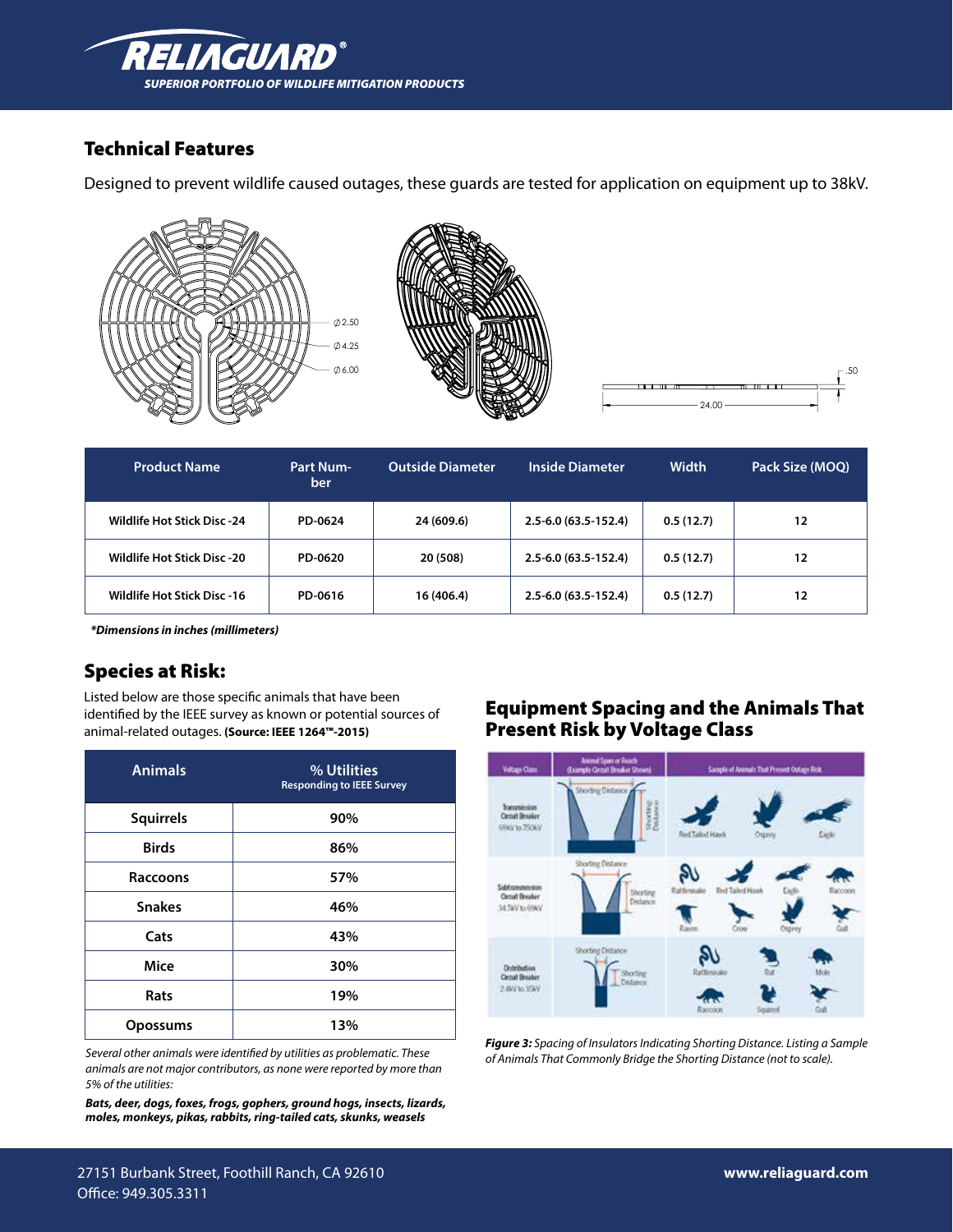## Technical Features

Designed to prevent wildlife caused outages, these guards are tested for application on equipment up to 38kV.

∅2.50

∅4.25

∅6.00

.50

24.00

| Product Name | Part Number | Outside Diameter | Inside Diameter | Width | Pack Size (MOQ) |
|---|---|---|---|---|---|
| Wildlife Hot Stick Disc -24 | PD-0624 | 24 (609.6) | 2.5-6.0 (63.5-152.4) | 0.5 (12.7) | 12 |
| Wildlife Hot Stick Disc -20 | PD-0620 | 20 (508) | 2.5-6.0 (63.5-152.4) | 0.5 (12.7) | 12 |
| Wildlife Hot Stick Disc -16 | PD-0616 | 16 (406.4) | 2.5-6.0 (63.5-152.4) | 0.5 (12.7) | 12 |

***Dimensions in inches (millimeters)***

## Species at Risk:

Listed below are those specific animals that have been identified by the IEEE survey as known or potential sources of animal-related outages. **(Source: IEEE 1264™-2015)**

| Animals | % Utilities Responding to IEEE Survey |
|---|---|
| Squirrels | 90% |
| Birds | 86% |
| Raccoons | 57% |
| Snakes | 46% |
| Cats | 43% |
| Mice | 30% |
| Rats | 19% |
| Opossums | 13% |

*Several other animals were identified by utilities as problematic. These animals are not major contributors, as none were reported by more than 5% of the utilities:*

***Bats, deer, dogs, foxes, frogs, gophers, ground hogs, insects, lizards, moles, monkeys, pikas, rabbits, ring-tailed cats, skunks, weasels***

## Equipment Spacing and the Animals That Present Risk by Voltage Class

Voltage Class

Animal Span or Reach (Example Circuit Breaker Shown)

Sample of Animals That Present Outage Risk

Transmission Circuit Breaker 69kV to 750kV

Shorting Distance

Red Tailed Hawk, Osprey, Eagle

Subtransmission Circuit Breaker 34.5kV to 69kV

Shorting Distance

Rattlesnake, Red Tailed Hawk, Eagle, Raccoon, Raven, Crow, Osprey, Gull

Distribution Circuit Breaker 2.4kV to 35kV

Shorting Distance

Rattlesnake, Rat, Mole, Raccoon, Squirrel, Gull

***Figure 3:*** *Spacing of Insulators Indicating Shorting Distance. Listing a Sample of Animals That Commonly Bridge the Shorting Distance (not to scale).*